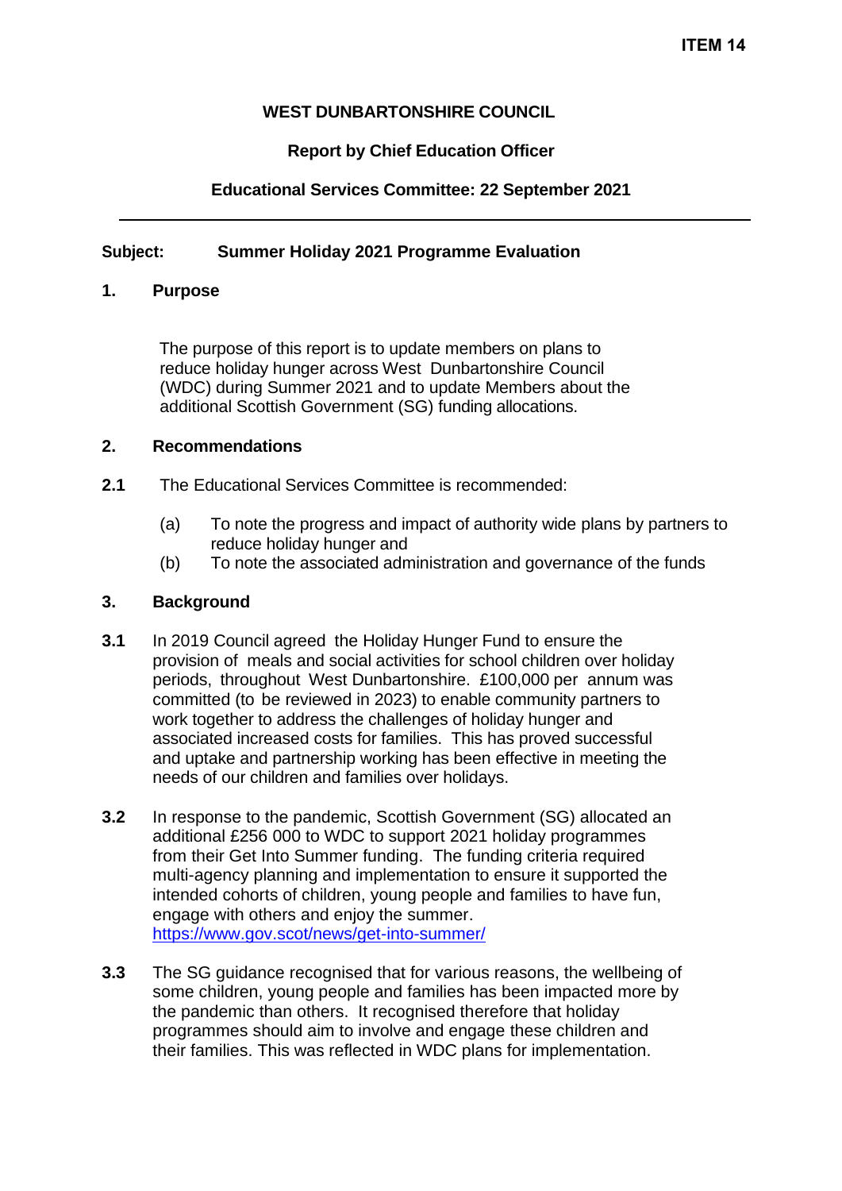**ITEM 14**

# WEST DUNBARTONSHIRE COUNCIL

**Report by Chief Education Officer**

**Educational Services Committee: 22 September 2021**

---

**Subject: Summer Holiday 2021 Programme Evaluation**

## 1. Purpose

The purpose of this report is to update members on plans to reduce holiday hunger across West Dunbartonshire Council (WDC) during Summer 2021 and to update Members about the additional Scottish Government (SG) funding allocations.

## 2. Recommendations

**2.1** The Educational Services Committee is recommended:

(a) To note the progress and impact of authority wide plans by partners to reduce holiday hunger and
(b) To note the associated administration and governance of the funds

## 3. Background

**3.1** In 2019 Council agreed the Holiday Hunger Fund to ensure the provision of meals and social activities for school children over holiday periods, throughout West Dunbartonshire. £100,000 per annum was committed (to be reviewed in 2023) to enable community partners to work together to address the challenges of holiday hunger and associated increased costs for families. This has proved successful and uptake and partnership working has been effective in meeting the needs of our children and families over holidays.

**3.2** In response to the pandemic, Scottish Government (SG) allocated an additional £256 000 to WDC to support 2021 holiday programmes from their Get Into Summer funding. The funding criteria required multi-agency planning and implementation to ensure it supported the intended cohorts of children, young people and families to have fun, engage with others and enjoy the summer. https://www.gov.scot/news/get-into-summer/

**3.3** The SG guidance recognised that for various reasons, the wellbeing of some children, young people and families has been impacted more by the pandemic than others. It recognised therefore that holiday programmes should aim to involve and engage these children and their families. This was reflected in WDC plans for implementation.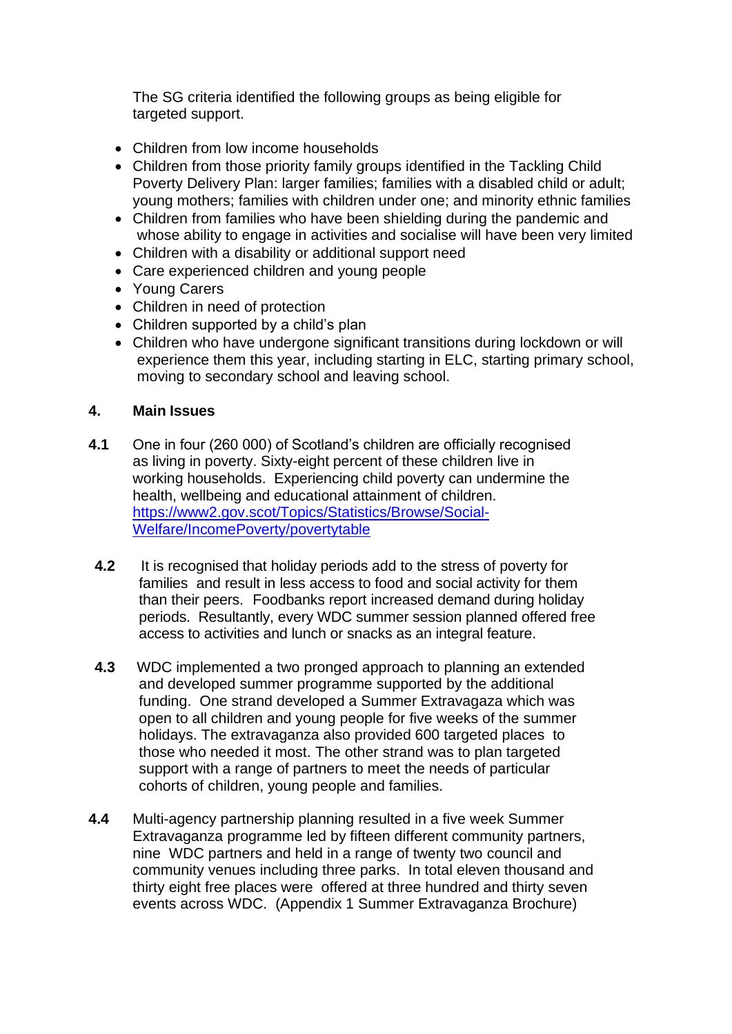The SG criteria identified the following groups as being eligible for targeted support.

- Children from low income households
- Children from those priority family groups identified in the Tackling Child Poverty Delivery Plan: larger families; families with a disabled child or adult; young mothers; families with children under one; and minority ethnic families
- Children from families who have been shielding during the pandemic and whose ability to engage in activities and socialise will have been very limited
- Children with a disability or additional support need
- Care experienced children and young people
- Young Carers
- Children in need of protection
- Children supported by a child's plan
- Children who have undergone significant transitions during lockdown or will experience them this year, including starting in ELC, starting primary school, moving to secondary school and leaving school.

## 4. Main Issues

**4.1** One in four (260 000) of Scotland's children are officially recognised as living in poverty. Sixty-eight percent of these children live in working households. Experiencing child poverty can undermine the health, wellbeing and educational attainment of children. [https://www2.gov.scot/Topics/Statistics/Browse/Social-Welfare/IncomePoverty/povertytable](https://www2.gov.scot/Topics/Statistics/Browse/Social-Welfare/IncomePoverty/povertytable)

**4.2** It is recognised that holiday periods add to the stress of poverty for families and result in less access to food and social activity for them than their peers. Foodbanks report increased demand during holiday periods. Resultantly, every WDC summer session planned offered free access to activities and lunch or snacks as an integral feature.

**4.3** WDC implemented a two pronged approach to planning an extended and developed summer programme supported by the additional funding. One strand developed a Summer Extravagaza which was open to all children and young people for five weeks of the summer holidays. The extravaganza also provided 600 targeted places to those who needed it most. The other strand was to plan targeted support with a range of partners to meet the needs of particular cohorts of children, young people and families.

**4.4** Multi-agency partnership planning resulted in a five week Summer Extravaganza programme led by fifteen different community partners, nine WDC partners and held in a range of twenty two council and community venues including three parks. In total eleven thousand and thirty eight free places were offered at three hundred and thirty seven events across WDC. (Appendix 1 Summer Extravaganza Brochure)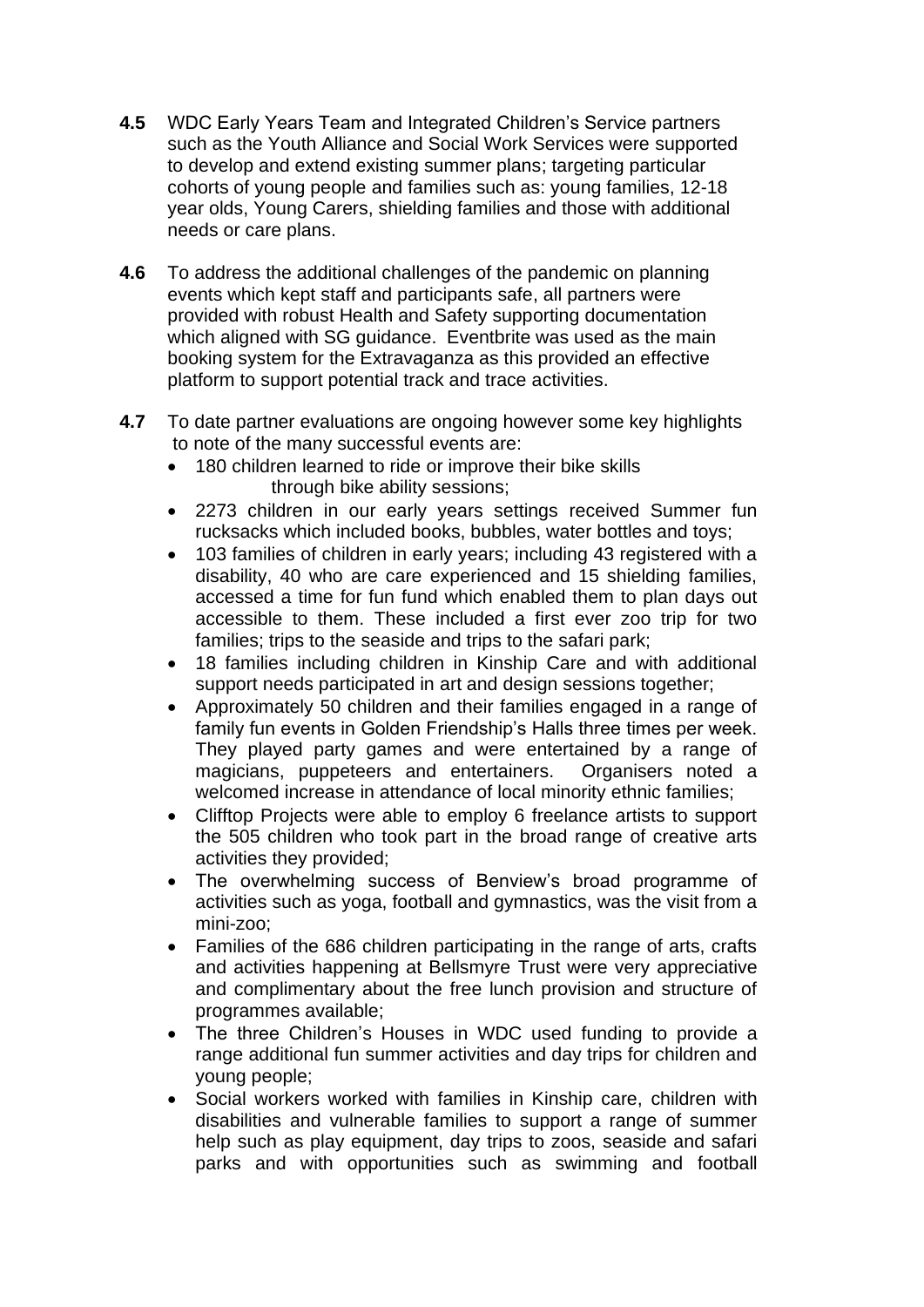**4.5** WDC Early Years Team and Integrated Children's Service partners such as the Youth Alliance and Social Work Services were supported to develop and extend existing summer plans; targeting particular cohorts of young people and families such as: young families, 12-18 year olds, Young Carers, shielding families and those with additional needs or care plans.

**4.6** To address the additional challenges of the pandemic on planning events which kept staff and participants safe, all partners were provided with robust Health and Safety supporting documentation which aligned with SG guidance. Eventbrite was used as the main booking system for the Extravaganza as this provided an effective platform to support potential track and trace activities.

**4.7** To date partner evaluations are ongoing however some key highlights to note of the many successful events are:

- 180 children learned to ride or improve their bike skills through bike ability sessions;
- 2273 children in our early years settings received Summer fun rucksacks which included books, bubbles, water bottles and toys;
- 103 families of children in early years; including 43 registered with a disability, 40 who are care experienced and 15 shielding families, accessed a time for fun fund which enabled them to plan days out accessible to them. These included a first ever zoo trip for two families; trips to the seaside and trips to the safari park;
- 18 families including children in Kinship Care and with additional support needs participated in art and design sessions together;
- Approximately 50 children and their families engaged in a range of family fun events in Golden Friendship's Halls three times per week. They played party games and were entertained by a range of magicians, puppeteers and entertainers. Organisers noted a welcomed increase in attendance of local minority ethnic families;
- Clifftop Projects were able to employ 6 freelance artists to support the 505 children who took part in the broad range of creative arts activities they provided;
- The overwhelming success of Benview's broad programme of activities such as yoga, football and gymnastics, was the visit from a mini-zoo;
- Families of the 686 children participating in the range of arts, crafts and activities happening at Bellsmyre Trust were very appreciative and complimentary about the free lunch provision and structure of programmes available;
- The three Children's Houses in WDC used funding to provide a range additional fun summer activities and day trips for children and young people;
- Social workers worked with families in Kinship care, children with disabilities and vulnerable families to support a range of summer help such as play equipment, day trips to zoos, seaside and safari parks and with opportunities such as swimming and football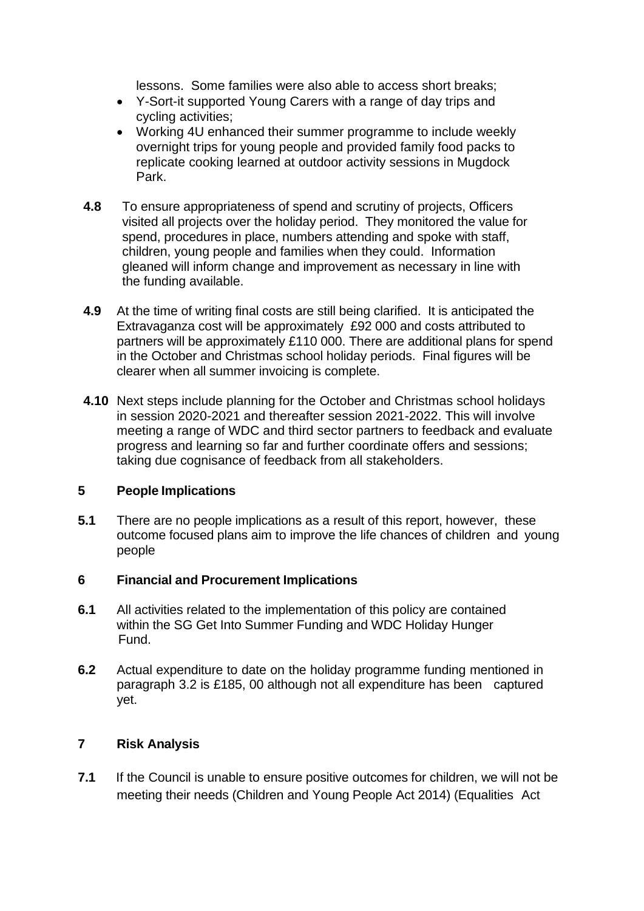lessons. Some families were also able to access short breaks;

- Y-Sort-it supported Young Carers with a range of day trips and cycling activities;
- Working 4U enhanced their summer programme to include weekly overnight trips for young people and provided family food packs to replicate cooking learned at outdoor activity sessions in Mugdock Park.

**4.8** To ensure appropriateness of spend and scrutiny of projects, Officers visited all projects over the holiday period. They monitored the value for spend, procedures in place, numbers attending and spoke with staff, children, young people and families when they could. Information gleaned will inform change and improvement as necessary in line with the funding available.

**4.9** At the time of writing final costs are still being clarified. It is anticipated the Extravaganza cost will be approximately £92 000 and costs attributed to partners will be approximately £110 000. There are additional plans for spend in the October and Christmas school holiday periods. Final figures will be clearer when all summer invoicing is complete.

**4.10** Next steps include planning for the October and Christmas school holidays in session 2020-2021 and thereafter session 2021-2022. This will involve meeting a range of WDC and third sector partners to feedback and evaluate progress and learning so far and further coordinate offers and sessions; taking due cognisance of feedback from all stakeholders.

## 5 People Implications

**5.1** There are no people implications as a result of this report, however, these outcome focused plans aim to improve the life chances of children and young people

## 6 Financial and Procurement Implications

**6.1** All activities related to the implementation of this policy are contained within the SG Get Into Summer Funding and WDC Holiday Hunger Fund.

**6.2** Actual expenditure to date on the holiday programme funding mentioned in paragraph 3.2 is £185, 00 although not all expenditure has been captured yet.

## 7 Risk Analysis

**7.1** If the Council is unable to ensure positive outcomes for children, we will not be meeting their needs (Children and Young People Act 2014) (Equalities Act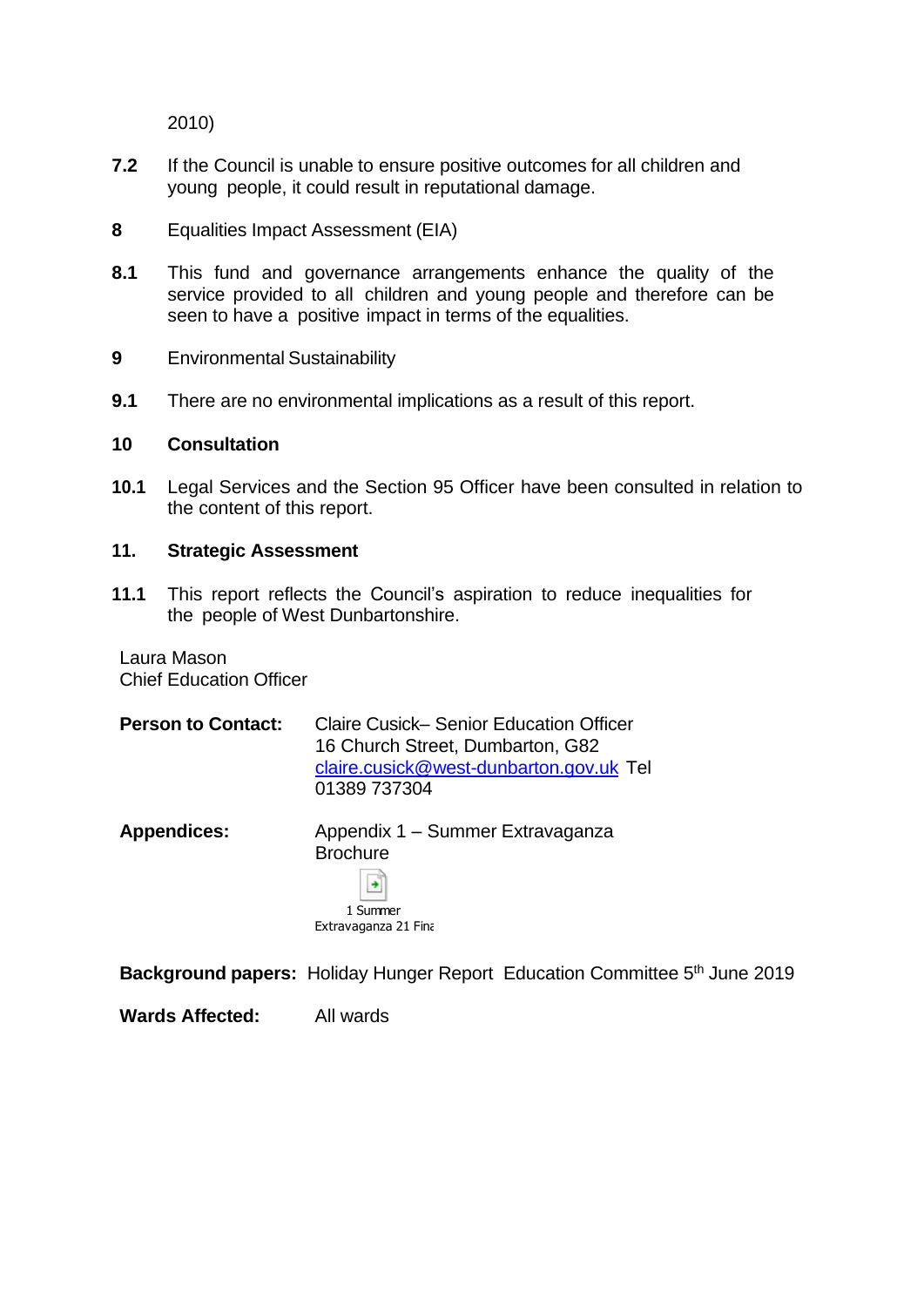2010)

**7.2** If the Council is unable to ensure positive outcomes for all children and young people, it could result in reputational damage.

**8** Equalities Impact Assessment (EIA)

**8.1** This fund and governance arrangements enhance the quality of the service provided to all children and young people and therefore can be seen to have a positive impact in terms of the equalities.

**9** Environmental Sustainability

**9.1** There are no environmental implications as a result of this report.

**10 Consultation**

**10.1** Legal Services and the Section 95 Officer have been consulted in relation to the content of this report.

**11. Strategic Assessment**

**11.1** This report reflects the Council's aspiration to reduce inequalities for the people of West Dunbartonshire.

Laura Mason
Chief Education Officer

**Person to Contact:** Claire Cusick– Senior Education Officer
16 Church Street, Dumbarton, G82
claire.cusick@west-dunbarton.gov.uk Tel
01389 737304

**Appendices:** Appendix 1 – Summer Extravaganza Brochure

1 Summer Extravaganza 21 Fina

**Background papers:** Holiday Hunger Report Education Committee 5th June 2019

**Wards Affected:** All wards